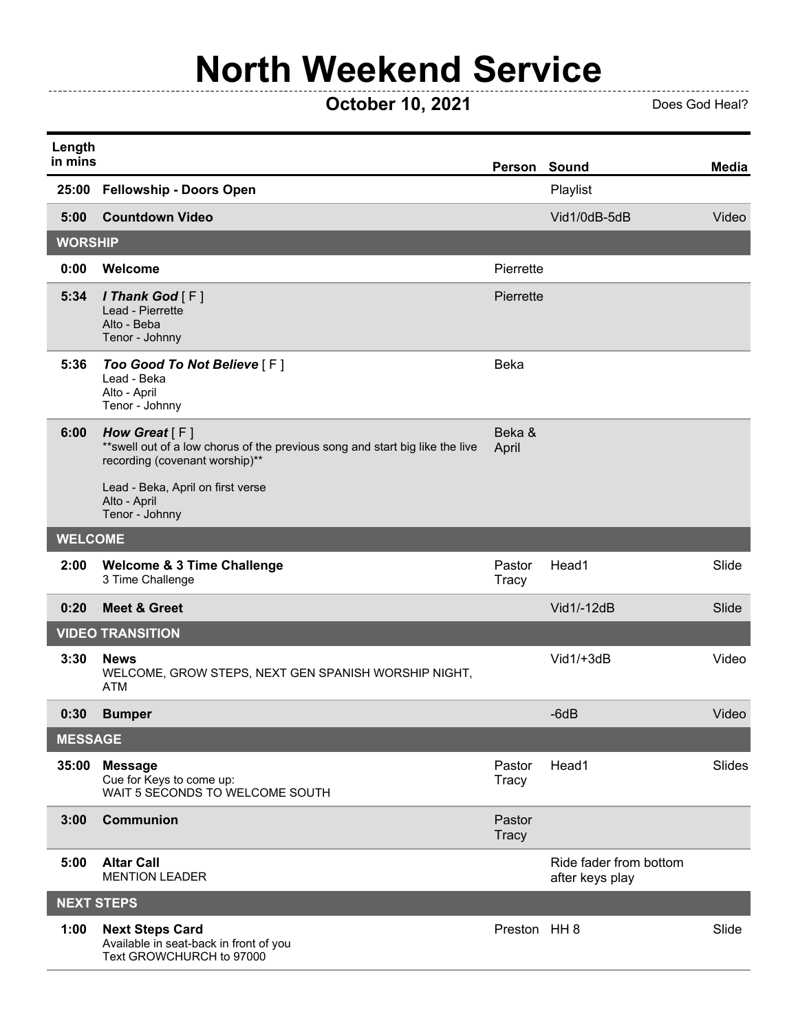# North Weekend Service

**October 10, 2021** Does God Heal?

| Length in mins | | Person | Sound | Media |
|---|---|---|---|---|
| 25:00 | **Fellowship - Doors Open** | | Playlist | |
| 5:00 | **Countdown Video** | | Vid1/0dB-5dB | Video |
| **WORSHIP** | | | | |
| 0:00 | **Welcome** | Pierrette | | |
| 5:34 | ***I Thank God*** [ F ]<br>Lead - Pierrette<br>Alto - Beba<br>Tenor - Johnny | Pierrette | | |
| 5:36 | ***Too Good To Not Believe*** [ F ]<br>Lead - Beka<br>Alto - April<br>Tenor - Johnny | Beka | | |
| 6:00 | ***How Great*** [ F ]<br>**swell out of a low chorus of the previous song and start big like the live recording (covenant worship)**<br><br>Lead - Beka, April on first verse<br>Alto - April<br>Tenor - Johnny | Beka & April | | |
| **WELCOME** | | | | |
| 2:00 | **Welcome & 3 Time Challenge**<br>3 Time Challenge | Pastor Tracy | Head1 | Slide |
| 0:20 | **Meet & Greet** | | Vid1/-12dB | Slide |
| **VIDEO TRANSITION** | | | | |
| 3:30 | **News**<br>WELCOME, GROW STEPS, NEXT GEN SPANISH WORSHIP NIGHT, ATM | | Vid1/+3dB | Video |
| 0:30 | **Bumper** | | -6dB | Video |
| **MESSAGE** | | | | |
| 35:00 | **Message**<br>Cue for Keys to come up:<br>WAIT 5 SECONDS TO WELCOME SOUTH | Pastor Tracy | Head1 | Slides |
| 3:00 | **Communion** | Pastor Tracy | | |
| 5:00 | **Altar Call**<br>MENTION LEADER | | Ride fader from bottom after keys play | |
| **NEXT STEPS** | | | | |
| 1:00 | **Next Steps Card**<br>Available in seat-back in front of you<br>Text GROWCHURCH to 97000 | Preston | HH 8 | Slide |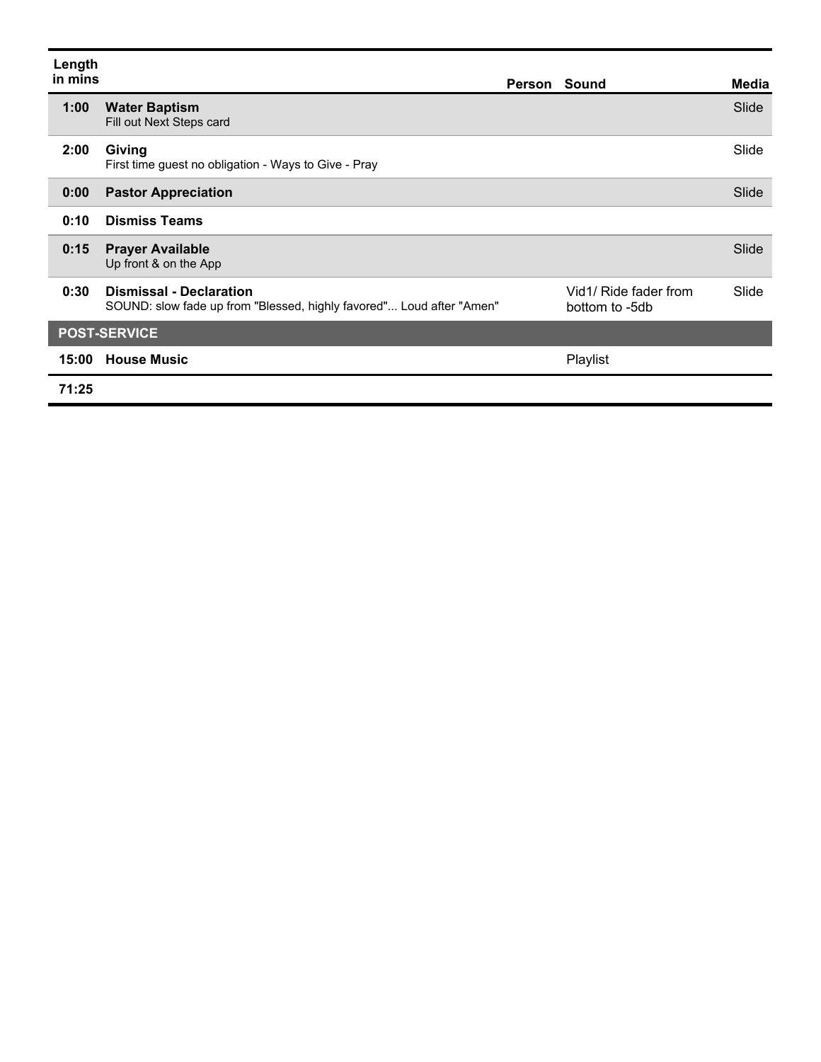| Length in mins | | Person | Sound | Media |
|---|---|---|---|---|
| **1:00** | **Water Baptism**<br>Fill out Next Steps card | | | Slide |
| **2:00** | **Giving**<br>First time guest no obligation - Ways to Give - Pray | | | Slide |
| **0:00** | **Pastor Appreciation** | | | Slide |
| **0:10** | **Dismiss Teams** | | | |
| **0:15** | **Prayer Available**<br>Up front & on the App | | | Slide |
| **0:30** | **Dismissal - Declaration**<br>SOUND: slow fade up from "Blessed, highly favored"... Loud after "Amen" | | Vid1/ Ride fader from bottom to -5db | Slide |
| **POST-SERVICE** | | | | |
| **15:00** | **House Music** | | Playlist | |
| **71:25** | | | | |